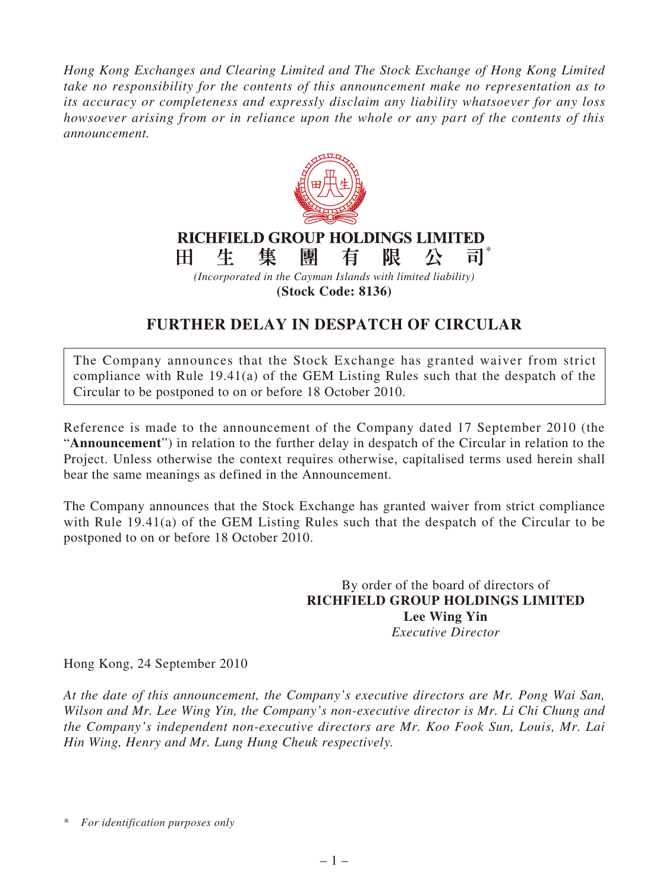*Hong Kong Exchanges and Clearing Limited and The Stock Exchange of Hong Kong Limited take no responsibility for the contents of this announcement make no representation as to its accuracy or completeness and expressly disclaim any liability whatsoever for any loss howsoever arising from or in reliance upon the whole or any part of the contents of this announcement.*

**RICHFIELD GROUP HOLDINGS LIMITED**

**田 生 集 團 有 限 公 司***

*(Incorporated in the Cayman Islands with limited liability)*

**(Stock Code: 8136)**

# FURTHER DELAY IN DESPATCH OF CIRCULAR

The Company announces that the Stock Exchange has granted waiver from strict compliance with Rule 19.41(a) of the GEM Listing Rules such that the despatch of the Circular to be postponed to on or before 18 October 2010.

Reference is made to the announcement of the Company dated 17 September 2010 (the "**Announcement**") in relation to the further delay in despatch of the Circular in relation to the Project. Unless otherwise the context requires otherwise, capitalised terms used herein shall bear the same meanings as defined in the Announcement.

The Company announces that the Stock Exchange has granted waiver from strict compliance with Rule 19.41(a) of the GEM Listing Rules such that the despatch of the Circular to be postponed to on or before 18 October 2010.

By order of the board of directors of
**RICHFIELD GROUP HOLDINGS LIMITED**
**Lee Wing Yin**
*Executive Director*

Hong Kong, 24 September 2010

*At the date of this announcement, the Company's executive directors are Mr. Pong Wai San, Wilson and Mr. Lee Wing Yin, the Company's non-executive director is Mr. Li Chi Chung and the Company's independent non-executive directors are Mr. Koo Fook Sun, Louis, Mr. Lai Hin Wing, Henry and Mr. Lung Hung Cheuk respectively.*

\* *For identification purposes only*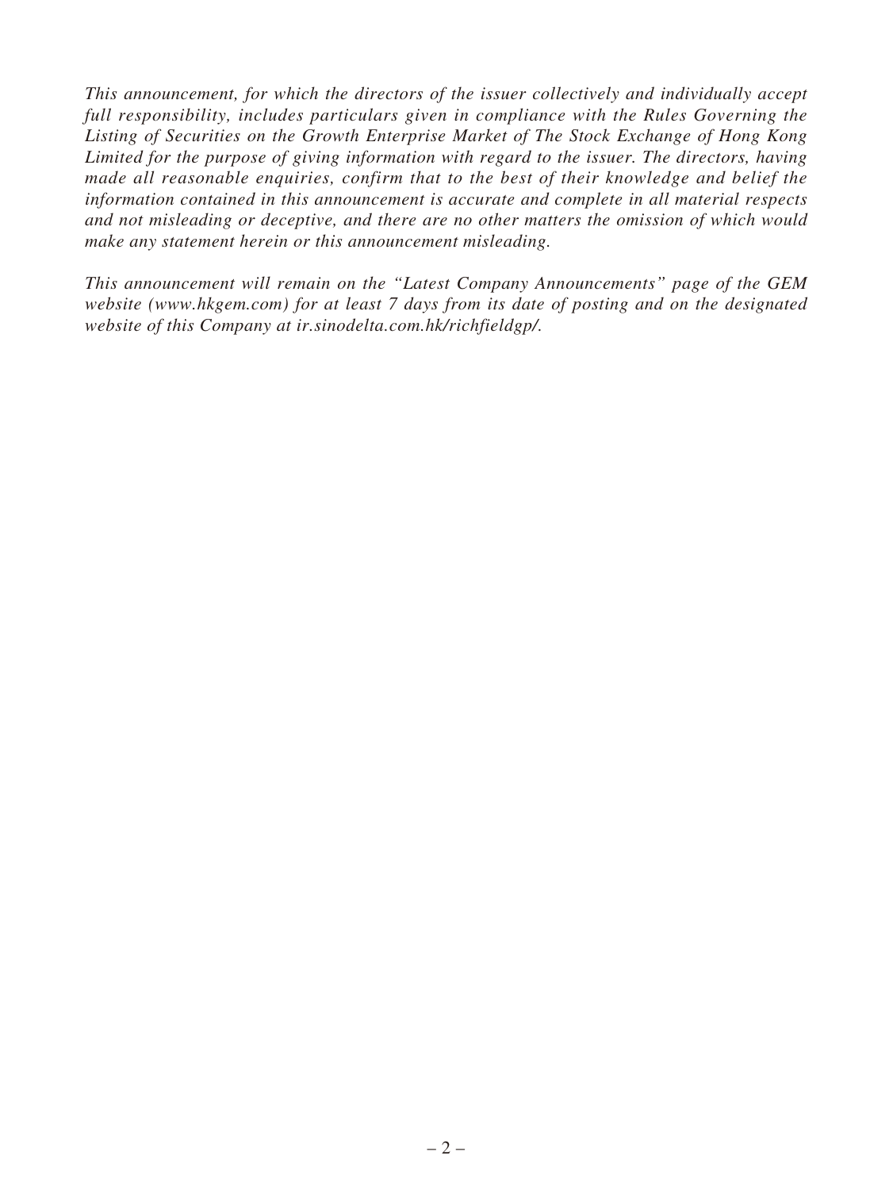*This announcement, for which the directors of the issuer collectively and individually accept full responsibility, includes particulars given in compliance with the Rules Governing the Listing of Securities on the Growth Enterprise Market of The Stock Exchange of Hong Kong Limited for the purpose of giving information with regard to the issuer. The directors, having made all reasonable enquiries, confirm that to the best of their knowledge and belief the information contained in this announcement is accurate and complete in all material respects and not misleading or deceptive, and there are no other matters the omission of which would make any statement herein or this announcement misleading.*

*This announcement will remain on the "Latest Company Announcements" page of the GEM website (www.hkgem.com) for at least 7 days from its date of posting and on the designated website of this Company at ir.sinodelta.com.hk/richfieldgp/.*